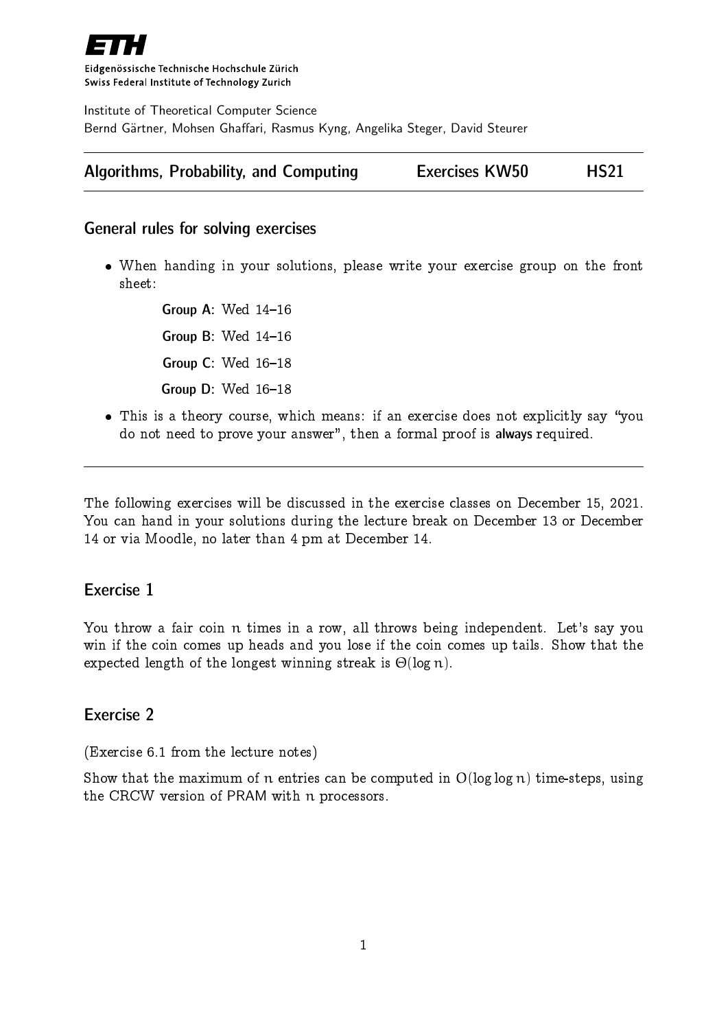**ETH**

Eidgenössische Technische Hochschule Zürich
Swiss Federal Institute of Technology Zurich

Institute of Theoretical Computer Science
Bernd Gärtner, Mohsen Ghaffari, Rasmus Kyng, Angelika Steger, David Steurer

| Algorithms, Probability, and Computing | Exercises KW50 | HS21 |
| --- | --- | --- |

## General rules for solving exercises

- When handing in your solutions, please write your exercise group on the front sheet:

  **Group A**: Wed 14–16

  **Group B**: Wed 14–16

  **Group C**: Wed 16–18

  **Group D**: Wed 16–18

- This is a theory course, which means: if an exercise does not explicitly say "you do not need to prove your answer", then a formal proof is **always** required.

---

The following exercises will be discussed in the exercise classes on December 15, 2021. You can hand in your solutions during the lecture break on December 13 or December 14 or via Moodle, no later than 4 pm at December 14.

## Exercise 1

You throw a fair coin $n$ times in a row, all throws being independent. Let's say you win if the coin comes up heads and you lose if the coin comes up tails. Show that the expected length of the longest winning streak is $\Theta(\log n)$.

## Exercise 2

(Exercise 6.1 from the lecture notes)

Show that the maximum of $n$ entries can be computed in $O(\log \log n)$ time-steps, using the CRCW version of PRAM with $n$ processors.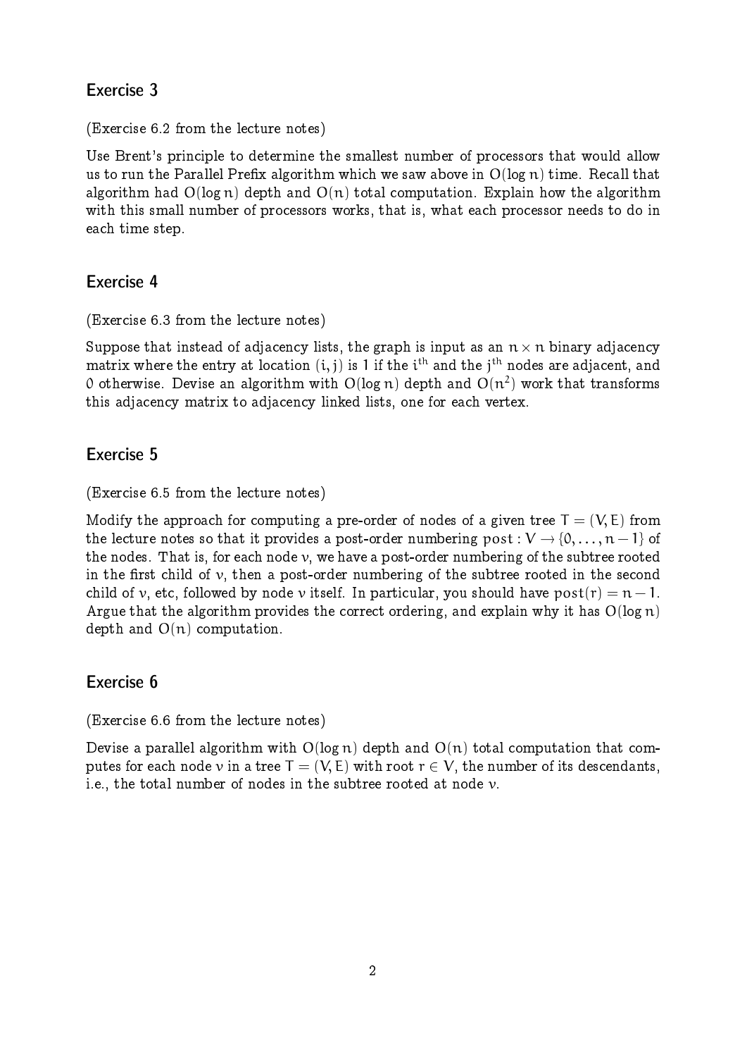## Exercise 3

(Exercise 6.2 from the lecture notes)

Use Brent's principle to determine the smallest number of processors that would allow us to run the Parallel Prefix algorithm which we saw above in $O(\log n)$ time. Recall that algorithm had $O(\log n)$ depth and $O(n)$ total computation. Explain how the algorithm with this small number of processors works, that is, what each processor needs to do in each time step.

## Exercise 4

(Exercise 6.3 from the lecture notes)

Suppose that instead of adjacency lists, the graph is input as an $n \times n$ binary adjacency matrix where the entry at location $(i, j)$ is 1 if the $i^{th}$ and the $j^{th}$ nodes are adjacent, and 0 otherwise. Devise an algorithm with $O(\log n)$ depth and $O(n^2)$ work that transforms this adjacency matrix to adjacency linked lists, one for each vertex.

## Exercise 5

(Exercise 6.5 from the lecture notes)

Modify the approach for computing a pre-order of nodes of a given tree $T = (V, E)$ from the lecture notes so that it provides a post-order numbering $\text{post} : V \to \{0, \ldots, n-1\}$ of the nodes. That is, for each node $v$, we have a post-order numbering of the subtree rooted in the first child of $v$, then a post-order numbering of the subtree rooted in the second child of $v$, etc, followed by node $v$ itself. In particular, you should have $\text{post}(r) = n - 1$. Argue that the algorithm provides the correct ordering, and explain why it has $O(\log n)$ depth and $O(n)$ computation.

## Exercise 6

(Exercise 6.6 from the lecture notes)

Devise a parallel algorithm with $O(\log n)$ depth and $O(n)$ total computation that computes for each node $v$ in a tree $T = (V, E)$ with root $r \in V$, the number of its descendants, i.e., the total number of nodes in the subtree rooted at node $v$.